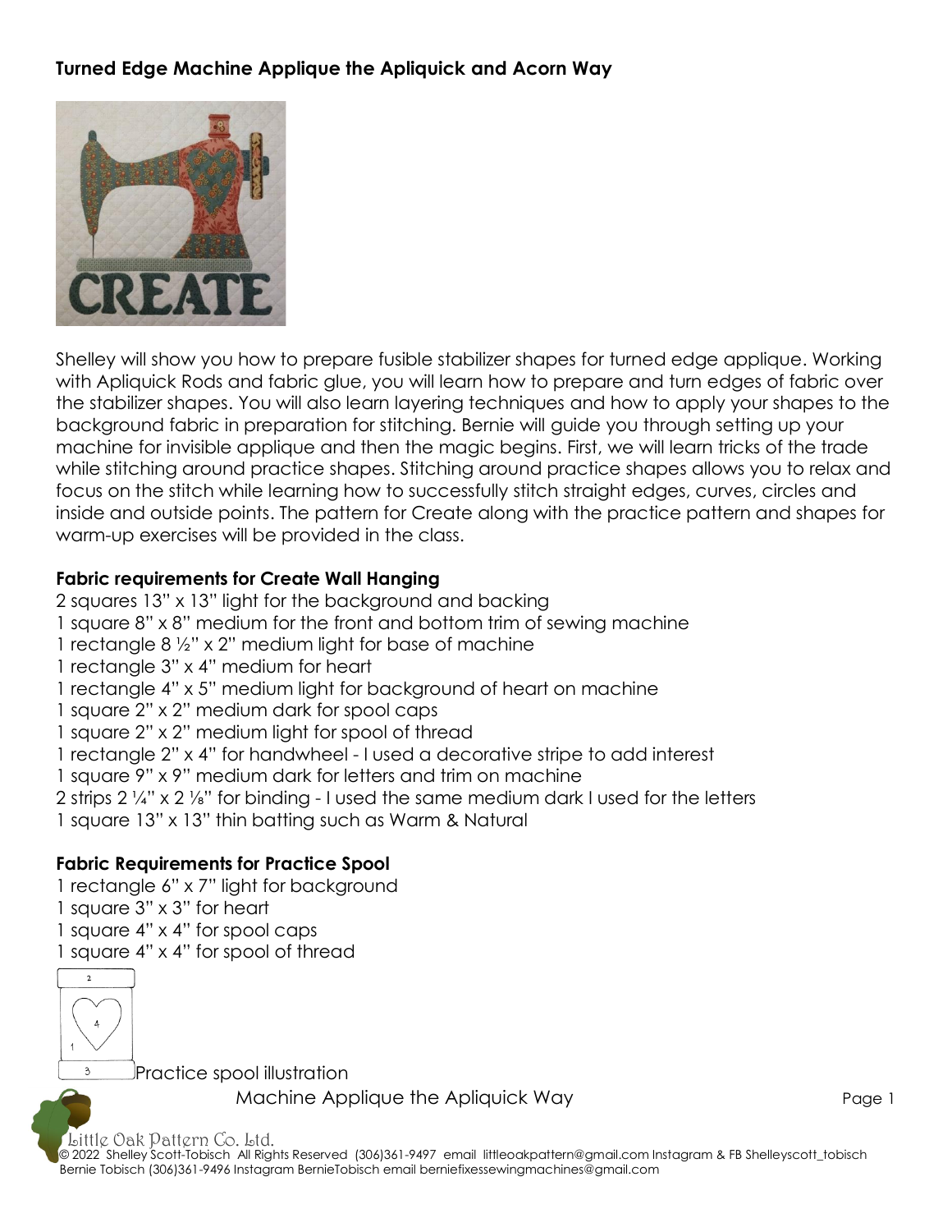## Turned Edge Machine Applique the Apliquick and Acorn Way

Shelley will show you how to prepare fusible stabilizer shapes for turned edge applique. Working with Apliquick Rods and fabric glue, you will learn how to prepare and turn edges of fabric over the stabilizer shapes. You will also learn layering techniques and how to apply your shapes to the background fabric in preparation for stitching. Bernie will guide you through setting up your machine for invisible applique and then the magic begins. First, we will learn tricks of the trade while stitching around practice shapes. Stitching around practice shapes allows you to relax and focus on the stitch while learning how to successfully stitch straight edges, curves, circles and inside and outside points. The pattern for Create along with the practice pattern and shapes for warm-up exercises will be provided in the class.

### Fabric requirements for Create Wall Hanging

2 squares 13" x 13" light for the background and backing
1 square 8" x 8" medium for the front and bottom trim of sewing machine
1 rectangle 8 ½" x 2" medium light for base of machine
1 rectangle 3" x 4" medium for heart
1 rectangle 4" x 5" medium light for background of heart on machine
1 square 2" x 2" medium dark for spool caps
1 square 2" x 2" medium light for spool of thread
1 rectangle 2" x 4" for handwheel - I used a decorative stripe to add interest
1 square 9" x 9" medium dark for letters and trim on machine
2 strips 2 ¼" x 2 ⅛" for binding - I used the same medium dark I used for the letters
1 square 13" x 13" thin batting such as Warm & Natural

### Fabric Requirements for Practice Spool

1 rectangle 6" x 7" light for background
1 square 3" x 3" for heart
1 square 4" x 4" for spool caps
1 square 4" x 4" for spool of thread

Practice spool illustration

Machine Applique the Apliquick Way

Little Oak Pattern Co. Ltd.
© 2022 Shelley Scott-Tobisch All Rights Reserved (306)361-9497 email littleoakpattern@gmail.com Instagram & FB Shelleyscott_tobisch
Bernie Tobisch (306)361-9496 Instagram BernieTobisch email berniefixessewingmachines@gmail.com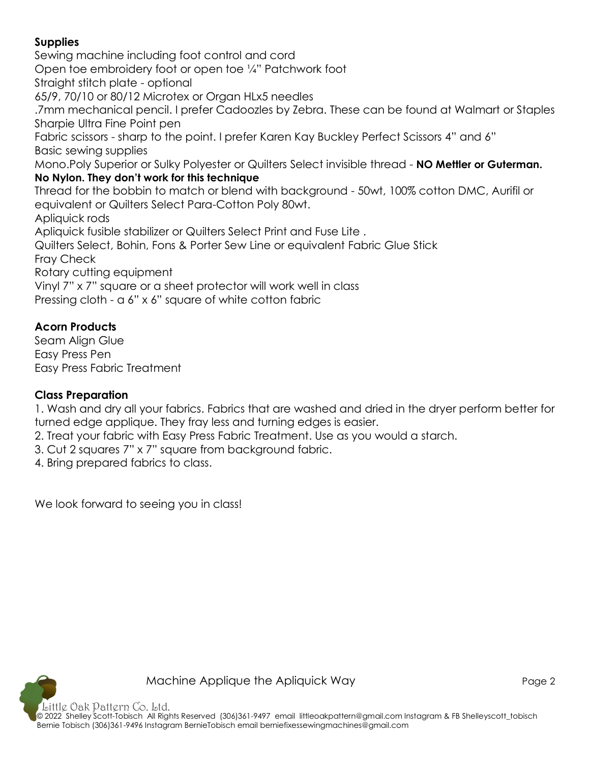**Supplies**

Sewing machine including foot control and cord
Open toe embroidery foot or open toe ¼" Patchwork foot
Straight stitch plate - optional
65/9, 70/10 or 80/12 Microtex or Organ HLx5 needles
.7mm mechanical pencil. I prefer Cadoozles by Zebra. These can be found at Walmart or Staples
Sharpie Ultra Fine Point pen
Fabric scissors - sharp to the point. I prefer Karen Kay Buckley Perfect Scissors 4" and 6"
Basic sewing supplies
Mono.Poly Superior or Sulky Polyester or Quilters Select invisible thread - **NO Mettler or Guterman. No Nylon. They don't work for this technique**
Thread for the bobbin to match or blend with background - 50wt, 100% cotton DMC, Aurifil or equivalent or Quilters Select Para-Cotton Poly 80wt.
Apliquick rods
Apliquick fusible stabilizer or Quilters Select Print and Fuse Lite .
Quilters Select, Bohin, Fons & Porter Sew Line or equivalent Fabric Glue Stick
Fray Check
Rotary cutting equipment
Vinyl 7" x 7" square or a sheet protector will work well in class
Pressing cloth - a 6" x 6" square of white cotton fabric

**Acorn Products**

Seam Align Glue
Easy Press Pen
Easy Press Fabric Treatment

**Class Preparation**

1. Wash and dry all your fabrics. Fabrics that are washed and dried in the dryer perform better for turned edge applique. They fray less and turning edges is easier.
2. Treat your fabric with Easy Press Fabric Treatment. Use as you would a starch.
3. Cut 2 squares 7" x 7" square from background fabric.
4. Bring prepared fabrics to class.

We look forward to seeing you in class!